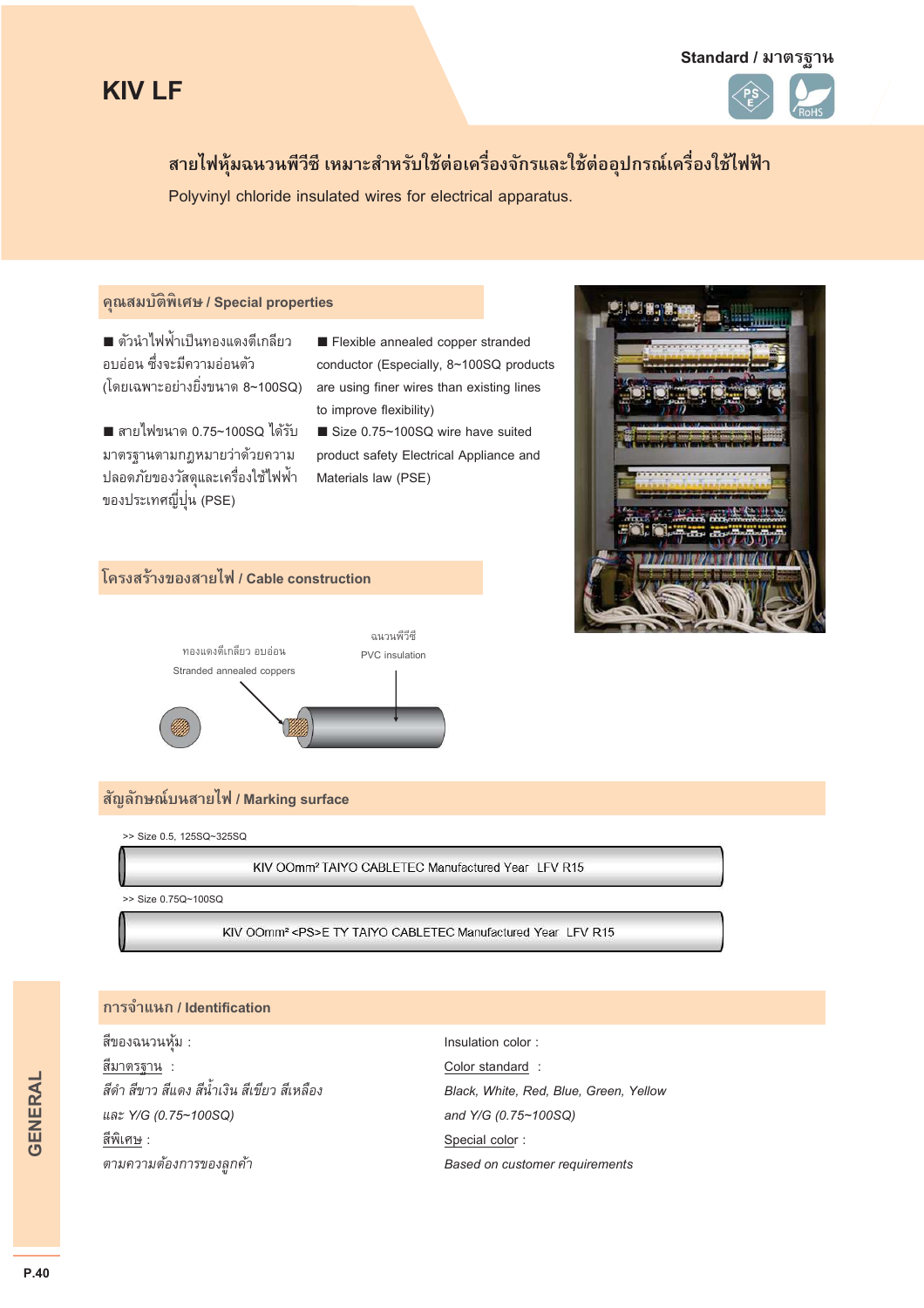# KIV LF

Standard / มาตรฐาน

PS E　RoHS

## สายไฟหุ้มฉนวนพีวีซี เหมาะสำหรับใช้ต่อเครื่องจักรและใช้ต่ออุปกรณ์เครื่องใช้ไฟฟ้า

Polyvinyl chloride insulated wires for electrical apparatus.

### คุณสมบัติพิเศษ / Special properties

- ตัวนำไฟฟ้าเป็นทองแดงตีเกลียวอบอ่อน ซึ่งจะมีความอ่อนตัว (โดยเฉพาะอย่างยิ่งขนาด 8~100SQ)
- สายไฟขนาด 0.75~100SQ ได้รับมาตรฐานตามกฎหมายว่าด้วยความปลอดภัยของวัสดุและเครื่องใช้ไฟฟ้าของประเทศญี่ปุ่น (PSE)

- Flexible annealed copper stranded conductor (Especially, 8~100SQ products are using finer wires than existing lines to improve flexibility)
- Size 0.75~100SQ wire have suited product safety Electrical Appliance and Materials law (PSE)

### โครงสร้างของสายไฟ / Cable construction

ทองแดงตีเกลียว อบอ่อน
Stranded annealed coppers

ฉนวนพีวีซี
PVC insulation

### สัญลักษณ์บนสายไฟ / Marking surface

>> Size 0.5, 125SQ~325SQ

KIV OOmm² TAIYO CABLETEC Manufactured Year LFV R15

>> Size 0.75Q~100SQ

KIV OOmm² <PS>E TY TAIYO CABLETEC Manufactured Year LFV R15

### การจำแนก / Identification

สีของฉนวนหุ้ม :

สีมาตรฐาน :

*สีดำ สีขาว สีแดง สีน้ำเงิน สีเขียว สีเหลือง และ Y/G (0.75~100SQ)*

สีพิเศษ :

*ตามความต้องการของลูกค้า*

Insulation color :

Color standard :

*Black, White, Red, Blue, Green, Yellow and Y/G (0.75~100SQ)*

Special color :

*Based on customer requirements*

GENERAL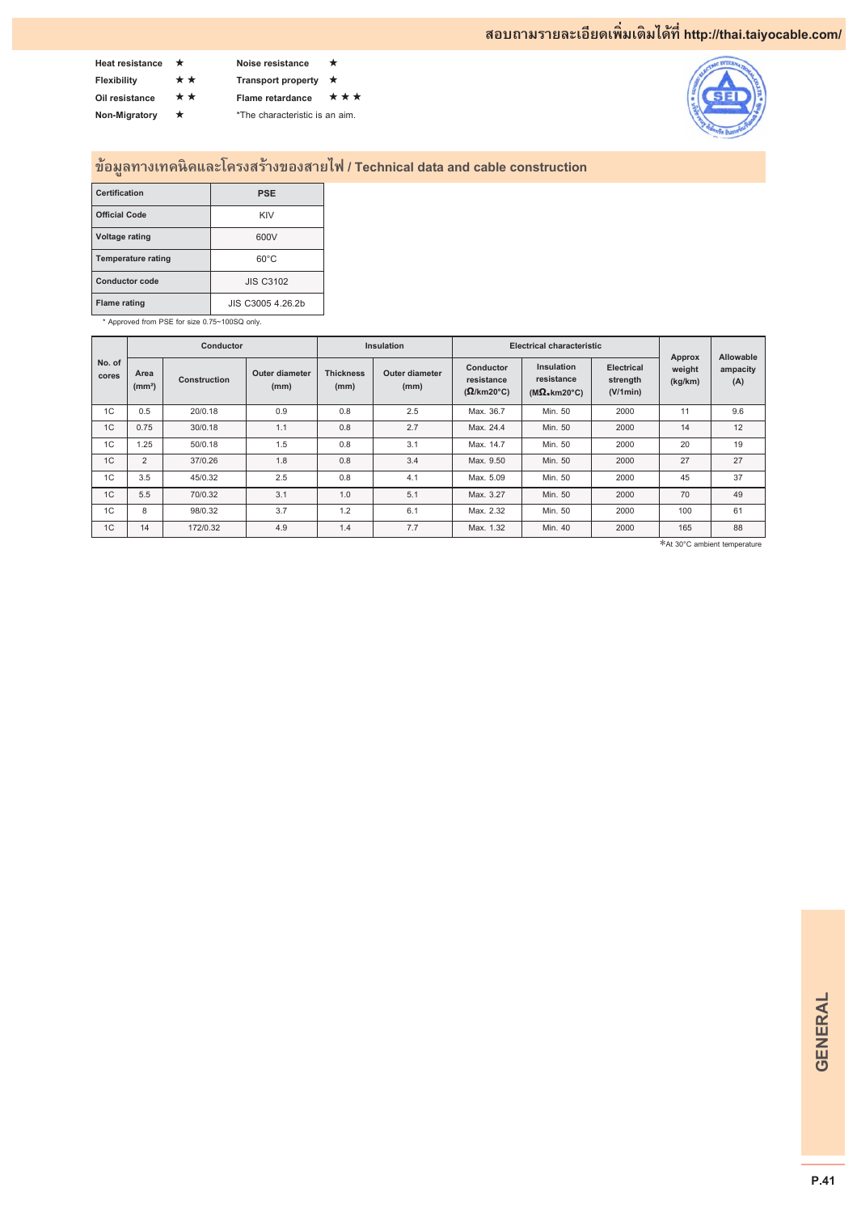Heat resistance ★

Flexibility ★★

Oil resistance ★★

Non-Migratory ★

Noise resistance ★

Transport property ★

Flame retardance ★★★

*The characteristic is an aim.

## ข้อมูลทางเทคนิคและโครงสร้างของสายไฟ / Technical data and cable construction

| | |
|---|---|
| Certification | PSE |
| Official Code | KIV |
| Voltage rating | 600V |
| Temperature rating | 60°C |
| Conductor code | JIS C3102 |
| Flame rating | JIS C3005 4.26.2b |

\* Approved from PSE for size 0.75~100SQ only.

| No. of cores | Conductor | | | Insulation | | Electrical characteristic | | | Approx weight (kg/km) | Allowable ampacity (A) |
|---|---|---|---|---|---|---|---|---|---|---|
| | Area (mm²) | Construction | Outer diameter (mm) | Thickness (mm) | Outer diameter (mm) | Conductor resistance (Ω/km20°C) | Insulation resistance (MΩ.km20°C) | Electrical strength (V/1min) | | |
| 1C | 0.5 | 20/0.18 | 0.9 | 0.8 | 2.5 | Max. 36.7 | Min. 50 | 2000 | 11 | 9.6 |
| 1C | 0.75 | 30/0.18 | 1.1 | 0.8 | 2.7 | Max. 24.4 | Min. 50 | 2000 | 14 | 12 |
| 1C | 1.25 | 50/0.18 | 1.5 | 0.8 | 3.1 | Max. 14.7 | Min. 50 | 2000 | 20 | 19 |
| 1C | 2 | 37/0.26 | 1.8 | 0.8 | 3.4 | Max. 9.50 | Min. 50 | 2000 | 27 | 27 |
| 1C | 3.5 | 45/0.32 | 2.5 | 0.8 | 4.1 | Max. 5.09 | Min. 50 | 2000 | 45 | 37 |
| 1C | 5.5 | 70/0.32 | 3.1 | 1.0 | 5.1 | Max. 3.27 | Min. 50 | 2000 | 70 | 49 |
| 1C | 8 | 98/0.32 | 3.7 | 1.2 | 6.1 | Max. 2.32 | Min. 50 | 2000 | 100 | 61 |
| 1C | 14 | 172/0.32 | 4.9 | 1.4 | 7.7 | Max. 1.32 | Min. 40 | 2000 | 165 | 88 |

*At 30°C ambient temperature

GENERAL